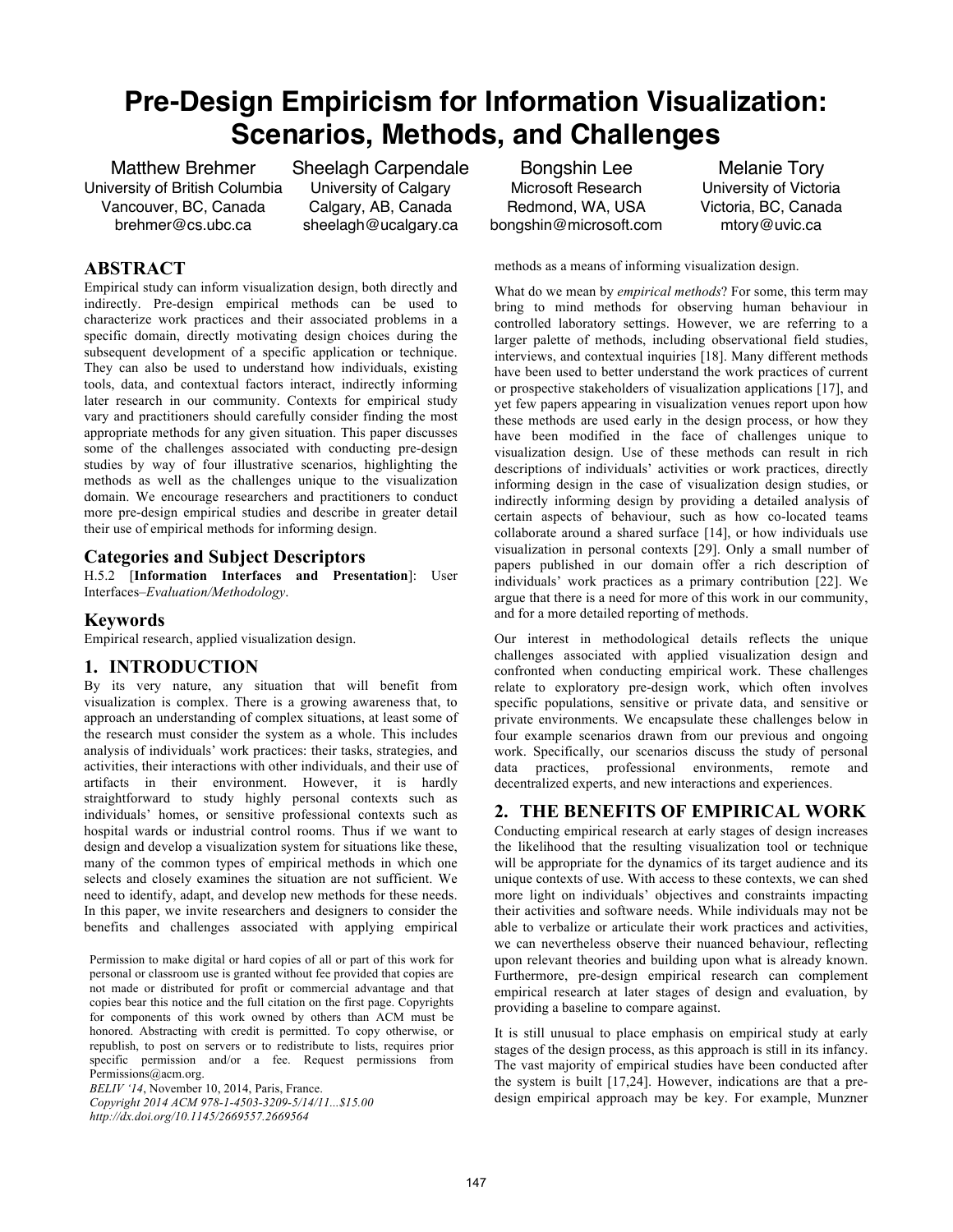# Pre-Design Empiricism for Information Visualization: Scenarios, Methods, and Challenges

Matthew Brehmer
University of British Columbia
Vancouver, BC, Canada
brehmer@cs.ubc.ca

Sheelagh Carpendale
University of Calgary
Calgary, AB, Canada
sheelagh@ucalgary.ca

Bongshin Lee
Microsoft Research
Redmond, WA, USA
bongshin@microsoft.com

Melanie Tory
University of Victoria
Victoria, BC, Canada
mtory@uvic.ca

## ABSTRACT

Empirical study can inform visualization design, both directly and indirectly. Pre-design empirical methods can be used to characterize work practices and their associated problems in a specific domain, directly motivating design choices during the subsequent development of a specific application or technique. They can also be used to understand how individuals, existing tools, data, and contextual factors interact, indirectly informing later research in our community. Contexts for empirical study vary and practitioners should carefully consider finding the most appropriate methods for any given situation. This paper discusses some of the challenges associated with conducting pre-design studies by way of four illustrative scenarios, highlighting the methods as well as the challenges unique to the visualization domain. We encourage researchers and practitioners to conduct more pre-design empirical studies and describe in greater detail their use of empirical methods for informing design.

## Categories and Subject Descriptors

H.5.2 [**Information Interfaces and Presentation**]: User Interfaces–*Evaluation/Methodology*.

## Keywords

Empirical research, applied visualization design.

## 1. INTRODUCTION

By its very nature, any situation that will benefit from visualization is complex. There is a growing awareness that, to approach an understanding of complex situations, at least some of the research must consider the system as a whole. This includes analysis of individuals' work practices: their tasks, strategies, and activities, their interactions with other individuals, and their use of artifacts in their environment. However, it is hardly straightforward to study highly personal contexts such as individuals' homes, or sensitive professional contexts such as hospital wards or industrial control rooms. Thus if we want to design and develop a visualization system for situations like these, many of the common types of empirical methods in which one selects and closely examines the situation are not sufficient. We need to identify, adapt, and develop new methods for these needs. In this paper, we invite researchers and designers to consider the benefits and challenges associated with applying empirical methods as a means of informing visualization design.

What do we mean by *empirical methods*? For some, this term may bring to mind methods for observing human behaviour in controlled laboratory settings. However, we are referring to a larger palette of methods, including observational field studies, interviews, and contextual inquiries [18]. Many different methods have been used to better understand the work practices of current or prospective stakeholders of visualization applications [17], and yet few papers appearing in visualization venues report upon how these methods are used early in the design process, or how they have been modified in the face of challenges unique to visualization design. Use of these methods can result in rich descriptions of individuals' activities or work practices, directly informing design in the case of visualization design studies, or indirectly informing design by providing a detailed analysis of certain aspects of behaviour, such as how co-located teams collaborate around a shared surface [14], or how individuals use visualization in personal contexts [29]. Only a small number of papers published in our domain offer a rich description of individuals' work practices as a primary contribution [22]. We argue that there is a need for more of this work in our community, and for a more detailed reporting of methods.

Our interest in methodological details reflects the unique challenges associated with applied visualization design and confronted when conducting empirical work. These challenges relate to exploratory pre-design work, which often involves specific populations, sensitive or private data, and sensitive or private environments. We encapsulate these challenges below in four example scenarios drawn from our previous and ongoing work. Specifically, our scenarios discuss the study of personal data practices, professional environments, remote and decentralized experts, and new interactions and experiences.

## 2. THE BENEFITS OF EMPIRICAL WORK

Conducting empirical research at early stages of design increases the likelihood that the resulting visualization tool or technique will be appropriate for the dynamics of its target audience and its unique contexts of use. With access to these contexts, we can shed more light on individuals' objectives and constraints impacting their activities and software needs. While individuals may not be able to verbalize or articulate their work practices and activities, we can nevertheless observe their nuanced behaviour, reflecting upon relevant theories and building upon what is already known. Furthermore, pre-design empirical research can complement empirical research at later stages of design and evaluation, by providing a baseline to compare against.

It is still unusual to place emphasis on empirical study at early stages of the design process, as this approach is still in its infancy. The vast majority of empirical studies have been conducted after the system is built [17,24]. However, indications are that a pre-design empirical approach may be key. For example, Munzner

Permission to make digital or hard copies of all or part of this work for personal or classroom use is granted without fee provided that copies are not made or distributed for profit or commercial advantage and that copies bear this notice and the full citation on the first page. Copyrights for components of this work owned by others than ACM must be honored. Abstracting with credit is permitted. To copy otherwise, or republish, to post on servers or to redistribute to lists, requires prior specific permission and/or a fee. Request permissions from Permissions@acm.org.
*BELIV '14*, November 10, 2014, Paris, France.
*Copyright 2014 ACM 978-1-4503-3209-5/14/11...$15.00*
*http://dx.doi.org/10.1145/2669557.2669564*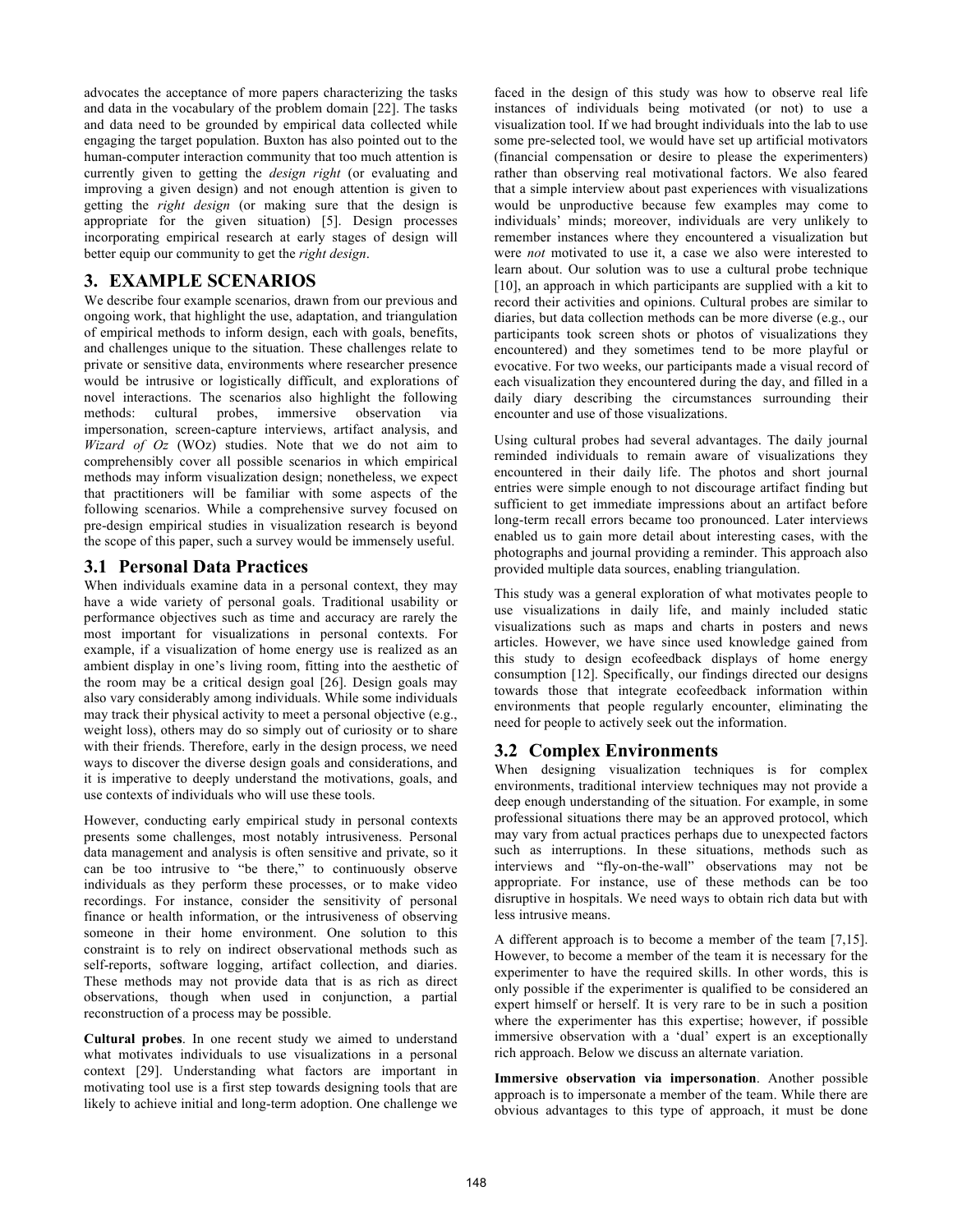advocates the acceptance of more papers characterizing the tasks and data in the vocabulary of the problem domain [22]. The tasks and data need to be grounded by empirical data collected while engaging the target population. Buxton has also pointed out to the human-computer interaction community that too much attention is currently given to getting the *design right* (or evaluating and improving a given design) and not enough attention is given to getting the *right design* (or making sure that the design is appropriate for the given situation) [5]. Design processes incorporating empirical research at early stages of design will better equip our community to get the *right design*.

## 3. EXAMPLE SCENARIOS

We describe four example scenarios, drawn from our previous and ongoing work, that highlight the use, adaptation, and triangulation of empirical methods to inform design, each with goals, benefits, and challenges unique to the situation. These challenges relate to private or sensitive data, environments where researcher presence would be intrusive or logistically difficult, and explorations of novel interactions. The scenarios also highlight the following methods: cultural probes, immersive observation via impersonation, screen-capture interviews, artifact analysis, and *Wizard of Oz* (WOz) studies. Note that we do not aim to comprehensibly cover all possible scenarios in which empirical methods may inform visualization design; nonetheless, we expect that practitioners will be familiar with some aspects of the following scenarios. While a comprehensive survey focused on pre-design empirical studies in visualization research is beyond the scope of this paper, such a survey would be immensely useful.

### 3.1 Personal Data Practices

When individuals examine data in a personal context, they may have a wide variety of personal goals. Traditional usability or performance objectives such as time and accuracy are rarely the most important for visualizations in personal contexts. For example, if a visualization of home energy use is realized as an ambient display in one's living room, fitting into the aesthetic of the room may be a critical design goal [26]. Design goals may also vary considerably among individuals. While some individuals may track their physical activity to meet a personal objective (e.g., weight loss), others may do so simply out of curiosity or to share with their friends. Therefore, early in the design process, we need ways to discover the diverse design goals and considerations, and it is imperative to deeply understand the motivations, goals, and use contexts of individuals who will use these tools.

However, conducting early empirical study in personal contexts presents some challenges, most notably intrusiveness. Personal data management and analysis is often sensitive and private, so it can be too intrusive to "be there," to continuously observe individuals as they perform these processes, or to make video recordings. For instance, consider the sensitivity of personal finance or health information, or the intrusiveness of observing someone in their home environment. One solution to this constraint is to rely on indirect observational methods such as self-reports, software logging, artifact collection, and diaries. These methods may not provide data that is as rich as direct observations, though when used in conjunction, a partial reconstruction of a process may be possible.

**Cultural probes**. In one recent study we aimed to understand what motivates individuals to use visualizations in a personal context [29]. Understanding what factors are important in motivating tool use is a first step towards designing tools that are likely to achieve initial and long-term adoption. One challenge we faced in the design of this study was how to observe real life instances of individuals being motivated (or not) to use a visualization tool. If we had brought individuals into the lab to use some pre-selected tool, we would have set up artificial motivators (financial compensation or desire to please the experimenters) rather than observing real motivational factors. We also feared that a simple interview about past experiences with visualizations would be unproductive because few examples may come to individuals' minds; moreover, individuals are very unlikely to remember instances where they encountered a visualization but were *not* motivated to use it, a case we also were interested to learn about. Our solution was to use a cultural probe technique [10], an approach in which participants are supplied with a kit to record their activities and opinions. Cultural probes are similar to diaries, but data collection methods can be more diverse (e.g., our participants took screen shots or photos of visualizations they encountered) and they sometimes tend to be more playful or evocative. For two weeks, our participants made a visual record of each visualization they encountered during the day, and filled in a daily diary describing the circumstances surrounding their encounter and use of those visualizations.

Using cultural probes had several advantages. The daily journal reminded individuals to remain aware of visualizations they encountered in their daily life. The photos and short journal entries were simple enough to not discourage artifact finding but sufficient to get immediate impressions about an artifact before long-term recall errors became too pronounced. Later interviews enabled us to gain more detail about interesting cases, with the photographs and journal providing a reminder. This approach also provided multiple data sources, enabling triangulation.

This study was a general exploration of what motivates people to use visualizations in daily life, and mainly included static visualizations such as maps and charts in posters and news articles. However, we have since used knowledge gained from this study to design ecofeedback displays of home energy consumption [12]. Specifically, our findings directed our designs towards those that integrate ecofeedback information within environments that people regularly encounter, eliminating the need for people to actively seek out the information.

### 3.2 Complex Environments

When designing visualization techniques is for complex environments, traditional interview techniques may not provide a deep enough understanding of the situation. For example, in some professional situations there may be an approved protocol, which may vary from actual practices perhaps due to unexpected factors such as interruptions. In these situations, methods such as interviews and "fly-on-the-wall" observations may not be appropriate. For instance, use of these methods can be too disruptive in hospitals. We need ways to obtain rich data but with less intrusive means.

A different approach is to become a member of the team [7,15]. However, to become a member of the team it is necessary for the experimenter to have the required skills. In other words, this is only possible if the experimenter is qualified to be considered an expert himself or herself. It is very rare to be in such a position where the experimenter has this expertise; however, if possible immersive observation with a 'dual' expert is an exceptionally rich approach. Below we discuss an alternate variation.

**Immersive observation via impersonation**. Another possible approach is to impersonate a member of the team. While there are obvious advantages to this type of approach, it must be done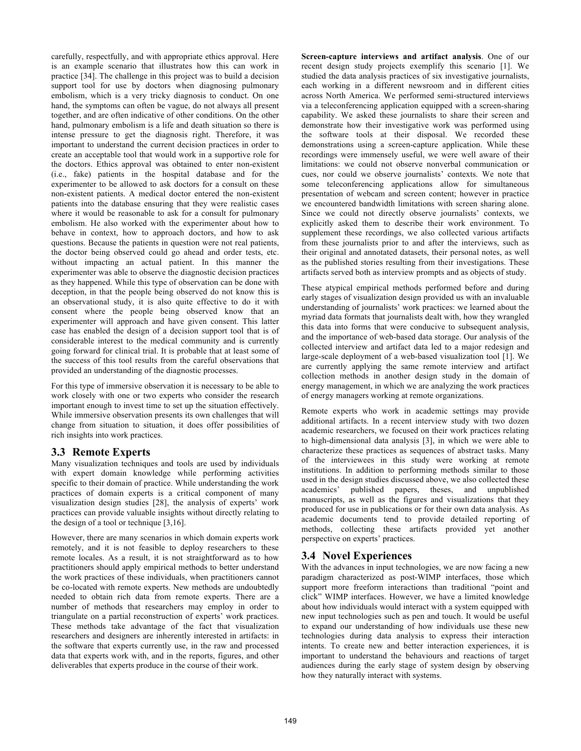carefully, respectfully, and with appropriate ethics approval. Here is an example scenario that illustrates how this can work in practice [34]. The challenge in this project was to build a decision support tool for use by doctors when diagnosing pulmonary embolism, which is a very tricky diagnosis to conduct. On one hand, the symptoms can often be vague, do not always all present together, and are often indicative of other conditions. On the other hand, pulmonary embolism is a life and death situation so there is intense pressure to get the diagnosis right. Therefore, it was important to understand the current decision practices in order to create an acceptable tool that would work in a supportive role for the doctors. Ethics approval was obtained to enter non-existent (i.e., fake) patients in the hospital database and for the experimenter to be allowed to ask doctors for a consult on these non-existent patients. A medical doctor entered the non-existent patients into the database ensuring that they were realistic cases where it would be reasonable to ask for a consult for pulmonary embolism. He also worked with the experimenter about how to behave in context, how to approach doctors, and how to ask questions. Because the patients in question were not real patients, the doctor being observed could go ahead and order tests, etc. without impacting an actual patient. In this manner the experimenter was able to observe the diagnostic decision practices as they happened. While this type of observation can be done with deception, in that the people being observed do not know this is an observational study, it is also quite effective to do it with consent where the people being observed know that an experimenter will approach and have given consent. This latter case has enabled the design of a decision support tool that is of considerable interest to the medical community and is currently going forward for clinical trial. It is probable that at least some of the success of this tool results from the careful observations that provided an understanding of the diagnostic processes.

For this type of immersive observation it is necessary to be able to work closely with one or two experts who consider the research important enough to invest time to set up the situation effectively. While immersive observation presents its own challenges that will change from situation to situation, it does offer possibilities of rich insights into work practices.

## 3.3 Remote Experts

Many visualization techniques and tools are used by individuals with expert domain knowledge while performing activities specific to their domain of practice. While understanding the work practices of domain experts is a critical component of many visualization design studies [28], the analysis of experts' work practices can provide valuable insights without directly relating to the design of a tool or technique [3,16].

However, there are many scenarios in which domain experts work remotely, and it is not feasible to deploy researchers to these remote locales. As a result, it is not straightforward as to how practitioners should apply empirical methods to better understand the work practices of these individuals, when practitioners cannot be co-located with remote experts. New methods are undoubtedly needed to obtain rich data from remote experts. There are a number of methods that researchers may employ in order to triangulate on a partial reconstruction of experts' work practices. These methods take advantage of the fact that visualization researchers and designers are inherently interested in artifacts: in the software that experts currently use, in the raw and processed data that experts work with, and in the reports, figures, and other deliverables that experts produce in the course of their work.

**Screen-capture interviews and artifact analysis**. One of our recent design study projects exemplify this scenario [1]. We studied the data analysis practices of six investigative journalists, each working in a different newsroom and in different cities across North America. We performed semi-structured interviews via a teleconferencing application equipped with a screen-sharing capability. We asked these journalists to share their screen and demonstrate how their investigative work was performed using the software tools at their disposal. We recorded these demonstrations using a screen-capture application. While these recordings were immensely useful, we were well aware of their limitations: we could not observe nonverbal communication or cues, nor could we observe journalists' contexts. We note that some teleconferencing applications allow for simultaneous presentation of webcam and screen content; however in practice we encountered bandwidth limitations with screen sharing alone. Since we could not directly observe journalists' contexts, we explicitly asked them to describe their work environment. To supplement these recordings, we also collected various artifacts from these journalists prior to and after the interviews, such as their original and annotated datasets, their personal notes, as well as the published stories resulting from their investigations. These artifacts served both as interview prompts and as objects of study.

These atypical empirical methods performed before and during early stages of visualization design provided us with an invaluable understanding of journalists' work practices: we learned about the myriad data formats that journalists dealt with, how they wrangled this data into forms that were conducive to subsequent analysis, and the importance of web-based data storage. Our analysis of the collected interview and artifact data led to a major redesign and large-scale deployment of a web-based visualization tool [1]. We are currently applying the same remote interview and artifact collection methods in another design study in the domain of energy management, in which we are analyzing the work practices of energy managers working at remote organizations.

Remote experts who work in academic settings may provide additional artifacts. In a recent interview study with two dozen academic researchers, we focused on their work practices relating to high-dimensional data analysis [3], in which we were able to characterize these practices as sequences of abstract tasks. Many of the interviewees in this study were working at remote institutions. In addition to performing methods similar to those used in the design studies discussed above, we also collected these academics' published papers, theses, and unpublished manuscripts, as well as the figures and visualizations that they produced for use in publications or for their own data analysis. As academic documents tend to provide detailed reporting of methods, collecting these artifacts provided yet another perspective on experts' practices.

## 3.4 Novel Experiences

With the advances in input technologies, we are now facing a new paradigm characterized as post-WIMP interfaces, those which support more freeform interactions than traditional "point and click" WIMP interfaces. However, we have a limited knowledge about how individuals would interact with a system equipped with new input technologies such as pen and touch. It would be useful to expand our understanding of how individuals use these new technologies during data analysis to express their interaction intents. To create new and better interaction experiences, it is important to understand the behaviours and reactions of target audiences during the early stage of system design by observing how they naturally interact with systems.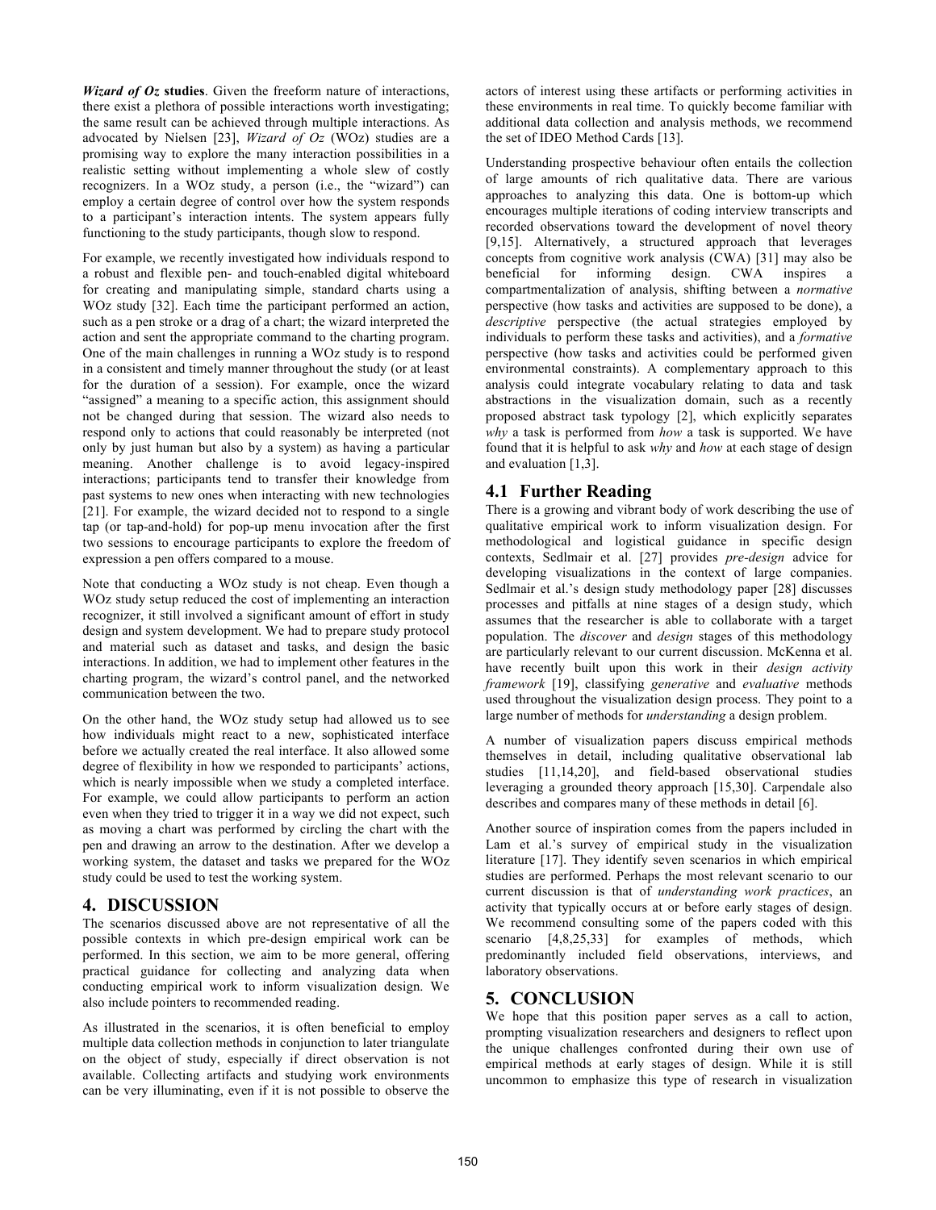***Wizard of Oz* studies**. Given the freeform nature of interactions, there exist a plethora of possible interactions worth investigating; the same result can be achieved through multiple interactions. As advocated by Nielsen [23], *Wizard of Oz* (WOz) studies are a promising way to explore the many interaction possibilities in a realistic setting without implementing a whole slew of costly recognizers. In a WOz study, a person (i.e., the "wizard") can employ a certain degree of control over how the system responds to a participant's interaction intents. The system appears fully functioning to the study participants, though slow to respond.

For example, we recently investigated how individuals respond to a robust and flexible pen- and touch-enabled digital whiteboard for creating and manipulating simple, standard charts using a WOz study [32]. Each time the participant performed an action, such as a pen stroke or a drag of a chart; the wizard interpreted the action and sent the appropriate command to the charting program. One of the main challenges in running a WOz study is to respond in a consistent and timely manner throughout the study (or at least for the duration of a session). For example, once the wizard "assigned" a meaning to a specific action, this assignment should not be changed during that session. The wizard also needs to respond only to actions that could reasonably be interpreted (not only by just human but also by a system) as having a particular meaning. Another challenge is to avoid legacy-inspired interactions; participants tend to transfer their knowledge from past systems to new ones when interacting with new technologies [21]. For example, the wizard decided not to respond to a single tap (or tap-and-hold) for pop-up menu invocation after the first two sessions to encourage participants to explore the freedom of expression a pen offers compared to a mouse.

Note that conducting a WOz study is not cheap. Even though a WOz study setup reduced the cost of implementing an interaction recognizer, it still involved a significant amount of effort in study design and system development. We had to prepare study protocol and material such as dataset and tasks, and design the basic interactions. In addition, we had to implement other features in the charting program, the wizard's control panel, and the networked communication between the two.

On the other hand, the WOz study setup had allowed us to see how individuals might react to a new, sophisticated interface before we actually created the real interface. It also allowed some degree of flexibility in how we responded to participants' actions, which is nearly impossible when we study a completed interface. For example, we could allow participants to perform an action even when they tried to trigger it in a way we did not expect, such as moving a chart was performed by circling the chart with the pen and drawing an arrow to the destination. After we develop a working system, the dataset and tasks we prepared for the WOz study could be used to test the working system.

# 4. DISCUSSION

The scenarios discussed above are not representative of all the possible contexts in which pre-design empirical work can be performed. In this section, we aim to be more general, offering practical guidance for collecting and analyzing data when conducting empirical work to inform visualization design. We also include pointers to recommended reading.

As illustrated in the scenarios, it is often beneficial to employ multiple data collection methods in conjunction to later triangulate on the object of study, especially if direct observation is not available. Collecting artifacts and studying work environments can be very illuminating, even if it is not possible to observe the actors of interest using these artifacts or performing activities in these environments in real time. To quickly become familiar with additional data collection and analysis methods, we recommend the set of IDEO Method Cards [13].

Understanding prospective behaviour often entails the collection of large amounts of rich qualitative data. There are various approaches to analyzing this data. One is bottom-up which encourages multiple iterations of coding interview transcripts and recorded observations toward the development of novel theory [9,15]. Alternatively, a structured approach that leverages concepts from cognitive work analysis (CWA) [31] may also be beneficial for informing design. CWA inspires a compartmentalization of analysis, shifting between a *normative* perspective (how tasks and activities are supposed to be done), a *descriptive* perspective (the actual strategies employed by individuals to perform these tasks and activities), and a *formative* perspective (how tasks and activities could be performed given environmental constraints). A complementary approach to this analysis could integrate vocabulary relating to data and task abstractions in the visualization domain, such as a recently proposed abstract task typology [2], which explicitly separates *why* a task is performed from *how* a task is supported. We have found that it is helpful to ask *why* and *how* at each stage of design and evaluation [1,3].

## 4.1 Further Reading

There is a growing and vibrant body of work describing the use of qualitative empirical work to inform visualization design. For methodological and logistical guidance in specific design contexts, Sedlmair et al. [27] provides *pre-design* advice for developing visualizations in the context of large companies. Sedlmair et al.'s design study methodology paper [28] discusses processes and pitfalls at nine stages of a design study, which assumes that the researcher is able to collaborate with a target population. The *discover* and *design* stages of this methodology are particularly relevant to our current discussion. McKenna et al. have recently built upon this work in their *design activity framework* [19], classifying *generative* and *evaluative* methods used throughout the visualization design process. They point to a large number of methods for *understanding* a design problem.

A number of visualization papers discuss empirical methods themselves in detail, including qualitative observational lab studies [11,14,20], and field-based observational studies leveraging a grounded theory approach [15,30]. Carpendale also describes and compares many of these methods in detail [6].

Another source of inspiration comes from the papers included in Lam et al.'s survey of empirical study in the visualization literature [17]. They identify seven scenarios in which empirical studies are performed. Perhaps the most relevant scenario to our current discussion is that of *understanding work practices*, an activity that typically occurs at or before early stages of design. We recommend consulting some of the papers coded with this scenario [4,8,25,33] for examples of methods, which predominantly included field observations, interviews, and laboratory observations.

# 5. CONCLUSION

We hope that this position paper serves as a call to action, prompting visualization researchers and designers to reflect upon the unique challenges confronted during their own use of empirical methods at early stages of design. While it is still uncommon to emphasize this type of research in visualization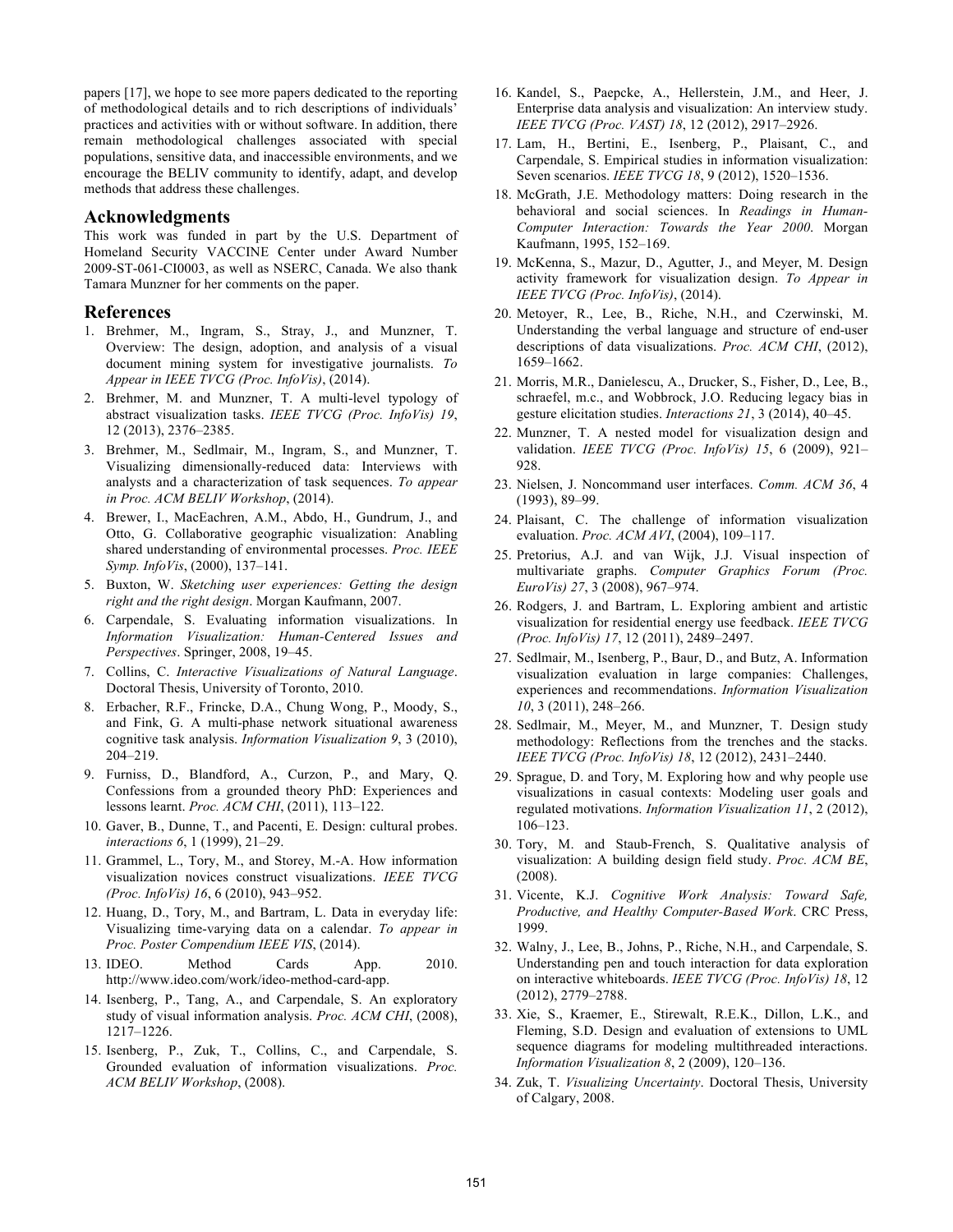papers [17], we hope to see more papers dedicated to the reporting of methodological details and to rich descriptions of individuals' practices and activities with or without software. In addition, there remain methodological challenges associated with special populations, sensitive data, and inaccessible environments, and we encourage the BELIV community to identify, adapt, and develop methods that address these challenges.

## Acknowledgments

This work was funded in part by the U.S. Department of Homeland Security VACCINE Center under Award Number 2009-ST-061-CI0003, as well as NSERC, Canada. We also thank Tamara Munzner for her comments on the paper.

## References

1. Brehmer, M., Ingram, S., Stray, J., and Munzner, T. Overview: The design, adoption, and analysis of a visual document mining system for investigative journalists. *To Appear in IEEE TVCG (Proc. InfoVis)*, (2014).
2. Brehmer, M. and Munzner, T. A multi-level typology of abstract visualization tasks. *IEEE TVCG (Proc. InfoVis) 19*, 12 (2013), 2376–2385.
3. Brehmer, M., Sedlmair, M., Ingram, S., and Munzner, T. Visualizing dimensionally-reduced data: Interviews with analysts and a characterization of task sequences. *To appear in Proc. ACM BELIV Workshop*, (2014).
4. Brewer, I., MacEachren, A.M., Abdo, H., Gundrum, J., and Otto, G. Collaborative geographic visualization: Enabling shared understanding of environmental processes. *Proc. IEEE Symp. InfoVis*, (2000), 137–141.
5. Buxton, W. *Sketching user experiences: Getting the design right and the right design*. Morgan Kaufmann, 2007.
6. Carpendale, S. Evaluating information visualizations. In *Information Visualization: Human-Centered Issues and Perspectives*. Springer, 2008, 19–45.
7. Collins, C. *Interactive Visualizations of Natural Language*. Doctoral Thesis, University of Toronto, 2010.
8. Erbacher, R.F., Frincke, D.A., Chung Wong, P., Moody, S., and Fink, G. A multi-phase network situational awareness cognitive task analysis. *Information Visualization 9*, 3 (2010), 204–219.
9. Furniss, D., Blandford, A., Curzon, P., and Mary, Q. Confessions from a grounded theory PhD: Experiences and lessons learnt. *Proc. ACM CHI*, (2011), 113–122.
10. Gaver, B., Dunne, T., and Pacenti, E. Design: cultural probes. *interactions 6*, 1 (1999), 21–29.
11. Grammel, L., Tory, M., and Storey, M.-A. How information visualization novices construct visualizations. *IEEE TVCG (Proc. InfoVis) 16*, 6 (2010), 943–952.
12. Huang, D., Tory, M., and Bartram, L. Data in everyday life: Visualizing time-varying data on a calendar. *To appear in Proc. Poster Compendium IEEE VIS*, (2014).
13. IDEO. Method Cards App. 2010. http://www.ideo.com/work/ideo-method-card-app.
14. Isenberg, P., Tang, A., and Carpendale, S. An exploratory study of visual information analysis. *Proc. ACM CHI*, (2008), 1217–1226.
15. Isenberg, P., Zuk, T., Collins, C., and Carpendale, S. Grounded evaluation of information visualizations. *Proc. ACM BELIV Workshop*, (2008).
16. Kandel, S., Paepcke, A., Hellerstein, J.M., and Heer, J. Enterprise data analysis and visualization: An interview study. *IEEE TVCG (Proc. VAST) 18*, 12 (2012), 2917–2926.
17. Lam, H., Bertini, E., Isenberg, P., Plaisant, C., and Carpendale, S. Empirical studies in information visualization: Seven scenarios. *IEEE TVCG 18*, 9 (2012), 1520–1536.
18. McGrath, J.E. Methodology matters: Doing research in the behavioral and social sciences. In *Readings in Human-Computer Interaction: Towards the Year 2000*. Morgan Kaufmann, 1995, 152–169.
19. McKenna, S., Mazur, D., Agutter, J., and Meyer, M. Design activity framework for visualization design. *To Appear in IEEE TVCG (Proc. InfoVis)*, (2014).
20. Metoyer, R., Lee, B., Riche, N.H., and Czerwinski, M. Understanding the verbal language and structure of end-user descriptions of data visualizations. *Proc. ACM CHI*, (2012), 1659–1662.
21. Morris, M.R., Danielescu, A., Drucker, S., Fisher, D., Lee, B., schraefel, m.c., and Wobbrock, J.O. Reducing legacy bias in gesture elicitation studies. *Interactions 21*, 3 (2014), 40–45.
22. Munzner, T. A nested model for visualization design and validation. *IEEE TVCG (Proc. InfoVis) 15*, 6 (2009), 921–928.
23. Nielsen, J. Noncommand user interfaces. *Comm. ACM 36*, 4 (1993), 89–99.
24. Plaisant, C. The challenge of information visualization evaluation. *Proc. ACM AVI*, (2004), 109–117.
25. Pretorius, A.J. and van Wijk, J.J. Visual inspection of multivariate graphs. *Computer Graphics Forum (Proc. EuroVis) 27*, 3 (2008), 967–974.
26. Rodgers, J. and Bartram, L. Exploring ambient and artistic visualization for residential energy use feedback. *IEEE TVCG (Proc. InfoVis) 17*, 12 (2011), 2489–2497.
27. Sedlmair, M., Isenberg, P., Baur, D., and Butz, A. Information visualization evaluation in large companies: Challenges, experiences and recommendations. *Information Visualization 10*, 3 (2011), 248–266.
28. Sedlmair, M., Meyer, M., and Munzner, T. Design study methodology: Reflections from the trenches and the stacks. *IEEE TVCG (Proc. InfoVis) 18*, 12 (2012), 2431–2440.
29. Sprague, D. and Tory, M. Exploring how and why people use visualizations in casual contexts: Modeling user goals and regulated motivations. *Information Visualization 11*, 2 (2012), 106–123.
30. Tory, M. and Staub-French, S. Qualitative analysis of visualization: A building design field study. *Proc. ACM BE*, (2008).
31. Vicente, K.J. *Cognitive Work Analysis: Toward Safe, Productive, and Healthy Computer-Based Work*. CRC Press, 1999.
32. Walny, J., Lee, B., Johns, P., Riche, N.H., and Carpendale, S. Understanding pen and touch interaction for data exploration on interactive whiteboards. *IEEE TVCG (Proc. InfoVis) 18*, 12 (2012), 2779–2788.
33. Xie, S., Kraemer, E., Stirewalt, R.E.K., Dillon, L.K., and Fleming, S.D. Design and evaluation of extensions to UML sequence diagrams for modeling multithreaded interactions. *Information Visualization 8*, 2 (2009), 120–136.
34. Zuk, T. *Visualizing Uncertainty*. Doctoral Thesis, University of Calgary, 2008.